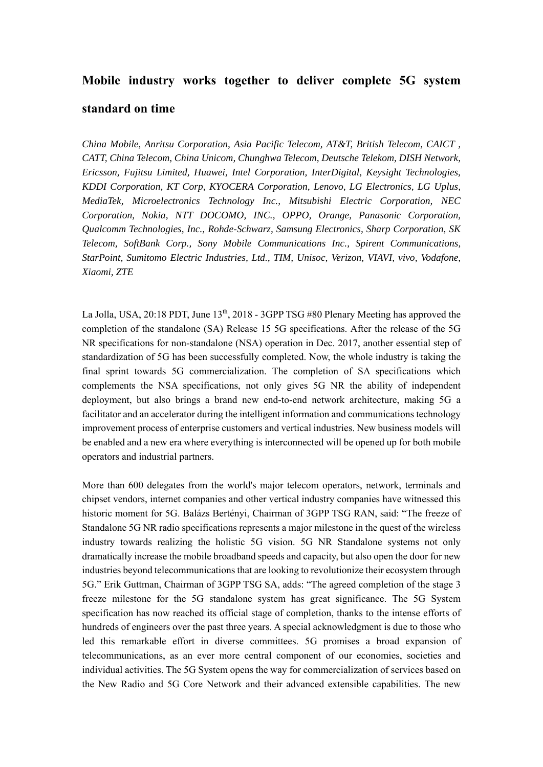# Mobile industry works together to deliver complete 5G system standard on time

*China Mobile, Anritsu Corporation, Asia Pacific Telecom, AT&T, British Telecom, CAICT , CATT, China Telecom, China Unicom, Chunghwa Telecom, Deutsche Telekom, DISH Network, Ericsson, Fujitsu Limited, Huawei, Intel Corporation, InterDigital, Keysight Technologies, KDDI Corporation, KT Corp, KYOCERA Corporation, Lenovo, LG Electronics, LG Uplus, MediaTek, Microelectronics Technology Inc., Mitsubishi Electric Corporation, NEC Corporation, Nokia, NTT DOCOMO, INC., OPPO, Orange, Panasonic Corporation, Qualcomm Technologies, Inc., Rohde-Schwarz, Samsung Electronics, Sharp Corporation, SK Telecom, SoftBank Corp., Sony Mobile Communications Inc., Spirent Communications, StarPoint, Sumitomo Electric Industries, Ltd., TIM, Unisoc, Verizon, VIAVI, vivo, Vodafone, Xiaomi, ZTE*

La Jolla, USA, 20:18 PDT, June 13th, 2018 - 3GPP TSG #80 Plenary Meeting has approved the completion of the standalone (SA) Release 15 5G specifications. After the release of the 5G NR specifications for non-standalone (NSA) operation in Dec. 2017, another essential step of standardization of 5G has been successfully completed. Now, the whole industry is taking the final sprint towards 5G commercialization. The completion of SA specifications which complements the NSA specifications, not only gives 5G NR the ability of independent deployment, but also brings a brand new end-to-end network architecture, making 5G a facilitator and an accelerator during the intelligent information and communications technology improvement process of enterprise customers and vertical industries. New business models will be enabled and a new era where everything is interconnected will be opened up for both mobile operators and industrial partners.

More than 600 delegates from the world's major telecom operators, network, terminals and chipset vendors, internet companies and other vertical industry companies have witnessed this historic moment for 5G. Balázs Bertényi, Chairman of 3GPP TSG RAN, said: "The freeze of Standalone 5G NR radio specifications represents a major milestone in the quest of the wireless industry towards realizing the holistic 5G vision. 5G NR Standalone systems not only dramatically increase the mobile broadband speeds and capacity, but also open the door for new industries beyond telecommunications that are looking to revolutionize their ecosystem through 5G." Erik Guttman, Chairman of 3GPP TSG SA, adds: "The agreed completion of the stage 3 freeze milestone for the 5G standalone system has great significance. The 5G System specification has now reached its official stage of completion, thanks to the intense efforts of hundreds of engineers over the past three years. A special acknowledgment is due to those who led this remarkable effort in diverse committees. 5G promises a broad expansion of telecommunications, as an ever more central component of our economies, societies and individual activities. The 5G System opens the way for commercialization of services based on the New Radio and 5G Core Network and their advanced extensible capabilities. The new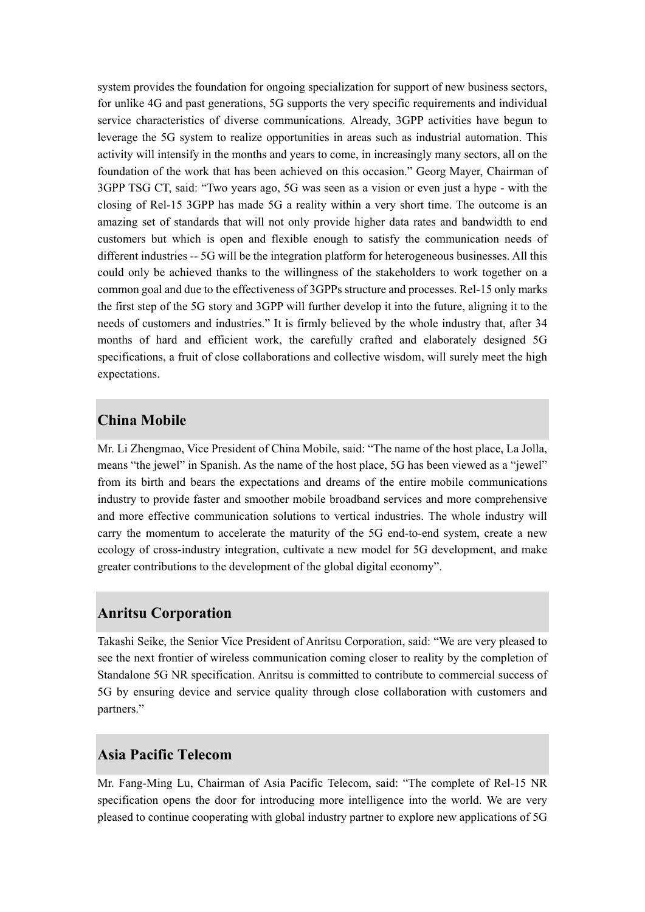system provides the foundation for ongoing specialization for support of new business sectors, for unlike 4G and past generations, 5G supports the very specific requirements and individual service characteristics of diverse communications. Already, 3GPP activities have begun to leverage the 5G system to realize opportunities in areas such as industrial automation. This activity will intensify in the months and years to come, in increasingly many sectors, all on the foundation of the work that has been achieved on this occasion." Georg Mayer, Chairman of 3GPP TSG CT, said: "Two years ago, 5G was seen as a vision or even just a hype - with the closing of Rel-15 3GPP has made 5G a reality within a very short time. The outcome is an amazing set of standards that will not only provide higher data rates and bandwidth to end customers but which is open and flexible enough to satisfy the communication needs of different industries -- 5G will be the integration platform for heterogeneous businesses. All this could only be achieved thanks to the willingness of the stakeholders to work together on a common goal and due to the effectiveness of 3GPPs structure and processes. Rel-15 only marks the first step of the 5G story and 3GPP will further develop it into the future, aligning it to the needs of customers and industries." It is firmly believed by the whole industry that, after 34 months of hard and efficient work, the carefully crafted and elaborately designed 5G specifications, a fruit of close collaborations and collective wisdom, will surely meet the high expectations.

## China Mobile

Mr. Li Zhengmao, Vice President of China Mobile, said: "The name of the host place, La Jolla, means "the jewel" in Spanish. As the name of the host place, 5G has been viewed as a "jewel" from its birth and bears the expectations and dreams of the entire mobile communications industry to provide faster and smoother mobile broadband services and more comprehensive and more effective communication solutions to vertical industries. The whole industry will carry the momentum to accelerate the maturity of the 5G end-to-end system, create a new ecology of cross-industry integration, cultivate a new model for 5G development, and make greater contributions to the development of the global digital economy".

## Anritsu Corporation

Takashi Seike, the Senior Vice President of Anritsu Corporation, said: "We are very pleased to see the next frontier of wireless communication coming closer to reality by the completion of Standalone 5G NR specification. Anritsu is committed to contribute to commercial success of 5G by ensuring device and service quality through close collaboration with customers and partners."

## Asia Pacific Telecom

Mr. Fang-Ming Lu, Chairman of Asia Pacific Telecom, said: "The complete of Rel-15 NR specification opens the door for introducing more intelligence into the world. We are very pleased to continue cooperating with global industry partner to explore new applications of 5G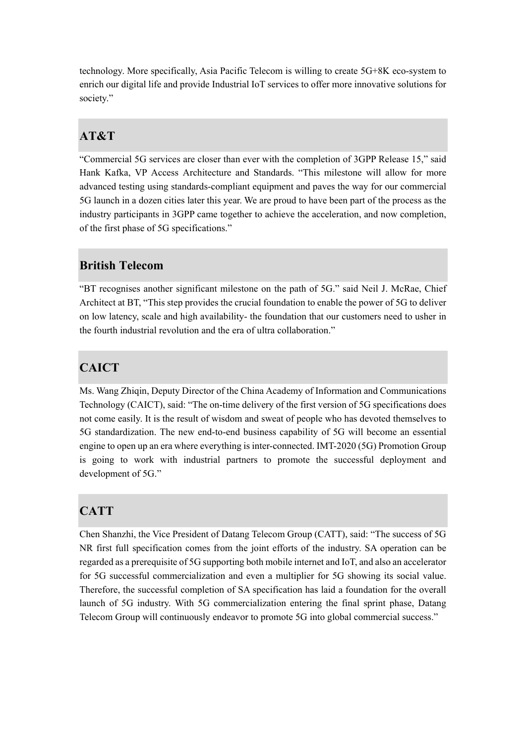technology. More specifically, Asia Pacific Telecom is willing to create 5G+8K eco-system to enrich our digital life and provide Industrial IoT services to offer more innovative solutions for society."

## AT&T

"Commercial 5G services are closer than ever with the completion of 3GPP Release 15," said Hank Kafka, VP Access Architecture and Standards. "This milestone will allow for more advanced testing using standards-compliant equipment and paves the way for our commercial 5G launch in a dozen cities later this year. We are proud to have been part of the process as the industry participants in 3GPP came together to achieve the acceleration, and now completion, of the first phase of 5G specifications."

## British Telecom

"BT recognises another significant milestone on the path of 5G." said Neil J. McRae, Chief Architect at BT, "This step provides the crucial foundation to enable the power of 5G to deliver on low latency, scale and high availability- the foundation that our customers need to usher in the fourth industrial revolution and the era of ultra collaboration."

## CAICT

Ms. Wang Zhiqin, Deputy Director of the China Academy of Information and Communications Technology (CAICT), said: "The on-time delivery of the first version of 5G specifications does not come easily. It is the result of wisdom and sweat of people who has devoted themselves to 5G standardization. The new end-to-end business capability of 5G will become an essential engine to open up an era where everything is inter-connected. IMT-2020 (5G) Promotion Group is going to work with industrial partners to promote the successful deployment and development of 5G."

## CATT

Chen Shanzhi, the Vice President of Datang Telecom Group (CATT), said: "The success of 5G NR first full specification comes from the joint efforts of the industry. SA operation can be regarded as a prerequisite of 5G supporting both mobile internet and IoT, and also an accelerator for 5G successful commercialization and even a multiplier for 5G showing its social value. Therefore, the successful completion of SA specification has laid a foundation for the overall launch of 5G industry. With 5G commercialization entering the final sprint phase, Datang Telecom Group will continuously endeavor to promote 5G into global commercial success."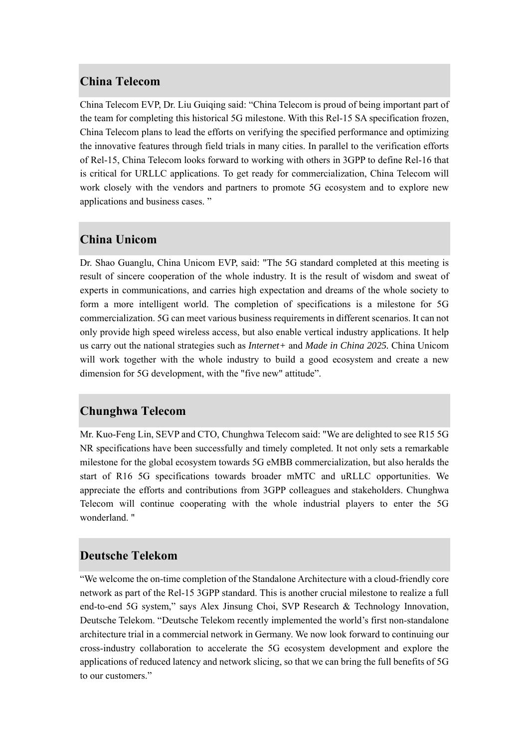## China Telecom

China Telecom EVP, Dr. Liu Guiqing said: “China Telecom is proud of being important part of the team for completing this historical 5G milestone. With this Rel-15 SA specification frozen, China Telecom plans to lead the efforts on verifying the specified performance and optimizing the innovative features through field trials in many cities. In parallel to the verification efforts of Rel-15, China Telecom looks forward to working with others in 3GPP to define Rel-16 that is critical for URLLC applications. To get ready for commercialization, China Telecom will work closely with the vendors and partners to promote 5G ecosystem and to explore new applications and business cases. ”

## China Unicom

Dr. Shao Guanglu, China Unicom EVP, said: "The 5G standard completed at this meeting is result of sincere cooperation of the whole industry. It is the result of wisdom and sweat of experts in communications, and carries high expectation and dreams of the whole society to form a more intelligent world. The completion of specifications is a milestone for 5G commercialization. 5G can meet various business requirements in different scenarios. It can not only provide high speed wireless access, but also enable vertical industry applications. It help us carry out the national strategies such as *Internet+* and *Made in China 2025.* China Unicom will work together with the whole industry to build a good ecosystem and create a new dimension for 5G development, with the "five new" attitude”.

## Chunghwa Telecom

Mr. Kuo-Feng Lin, SEVP and CTO, Chunghwa Telecom said: "We are delighted to see R15 5G NR specifications have been successfully and timely completed. It not only sets a remarkable milestone for the global ecosystem towards 5G eMBB commercialization, but also heralds the start of R16 5G specifications towards broader mMTC and uRLLC opportunities. We appreciate the efforts and contributions from 3GPP colleagues and stakeholders. Chunghwa Telecom will continue cooperating with the whole industrial players to enter the 5G wonderland. "

## Deutsche Telekom

“We welcome the on-time completion of the Standalone Architecture with a cloud-friendly core network as part of the Rel-15 3GPP standard. This is another crucial milestone to realize a full end-to-end 5G system,” says Alex Jinsung Choi, SVP Research & Technology Innovation, Deutsche Telekom. “Deutsche Telekom recently implemented the world’s first non-standalone architecture trial in a commercial network in Germany. We now look forward to continuing our cross-industry collaboration to accelerate the 5G ecosystem development and explore the applications of reduced latency and network slicing, so that we can bring the full benefits of 5G to our customers.”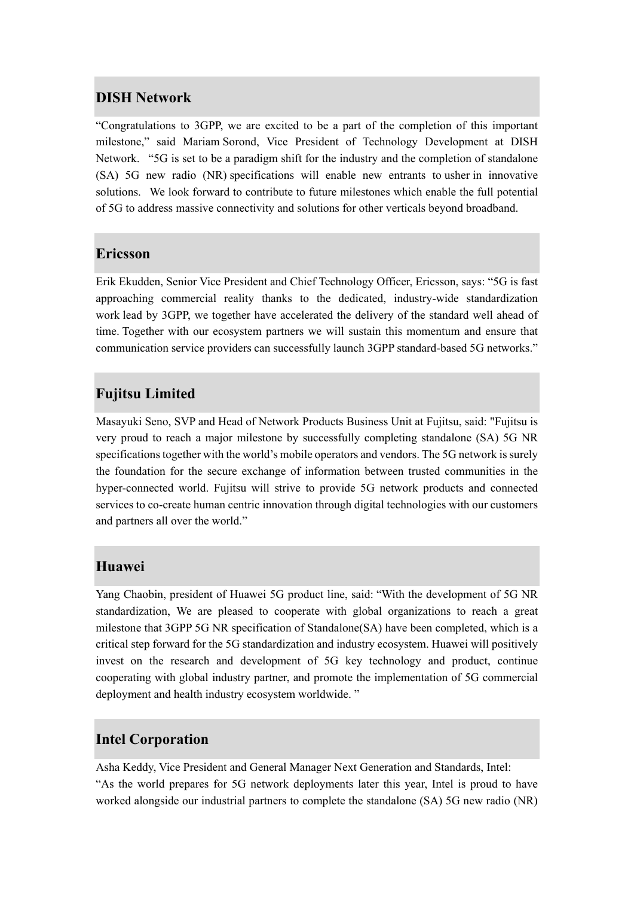## DISH Network

"Congratulations to 3GPP, we are excited to be a part of the completion of this important milestone," said Mariam Sorond, Vice President of Technology Development at DISH Network. "5G is set to be a paradigm shift for the industry and the completion of standalone (SA) 5G new radio (NR) specifications will enable new entrants to usher in innovative solutions. We look forward to contribute to future milestones which enable the full potential of 5G to address massive connectivity and solutions for other verticals beyond broadband.

## Ericsson

Erik Ekudden, Senior Vice President and Chief Technology Officer, Ericsson, says: "5G is fast approaching commercial reality thanks to the dedicated, industry-wide standardization work lead by 3GPP, we together have accelerated the delivery of the standard well ahead of time. Together with our ecosystem partners we will sustain this momentum and ensure that communication service providers can successfully launch 3GPP standard-based 5G networks."

## Fujitsu Limited

Masayuki Seno, SVP and Head of Network Products Business Unit at Fujitsu, said: "Fujitsu is very proud to reach a major milestone by successfully completing standalone (SA) 5G NR specifications together with the world's mobile operators and vendors. The 5G network is surely the foundation for the secure exchange of information between trusted communities in the hyper-connected world. Fujitsu will strive to provide 5G network products and connected services to co-create human centric innovation through digital technologies with our customers and partners all over the world."

## Huawei

Yang Chaobin, president of Huawei 5G product line, said: "With the development of 5G NR standardization, We are pleased to cooperate with global organizations to reach a great milestone that 3GPP 5G NR specification of Standalone(SA) have been completed, which is a critical step forward for the 5G standardization and industry ecosystem. Huawei will positively invest on the research and development of 5G key technology and product, continue cooperating with global industry partner, and promote the implementation of 5G commercial deployment and health industry ecosystem worldwide. "

## Intel Corporation

Asha Keddy, Vice President and General Manager Next Generation and Standards, Intel:
"As the world prepares for 5G network deployments later this year, Intel is proud to have worked alongside our industrial partners to complete the standalone (SA) 5G new radio (NR)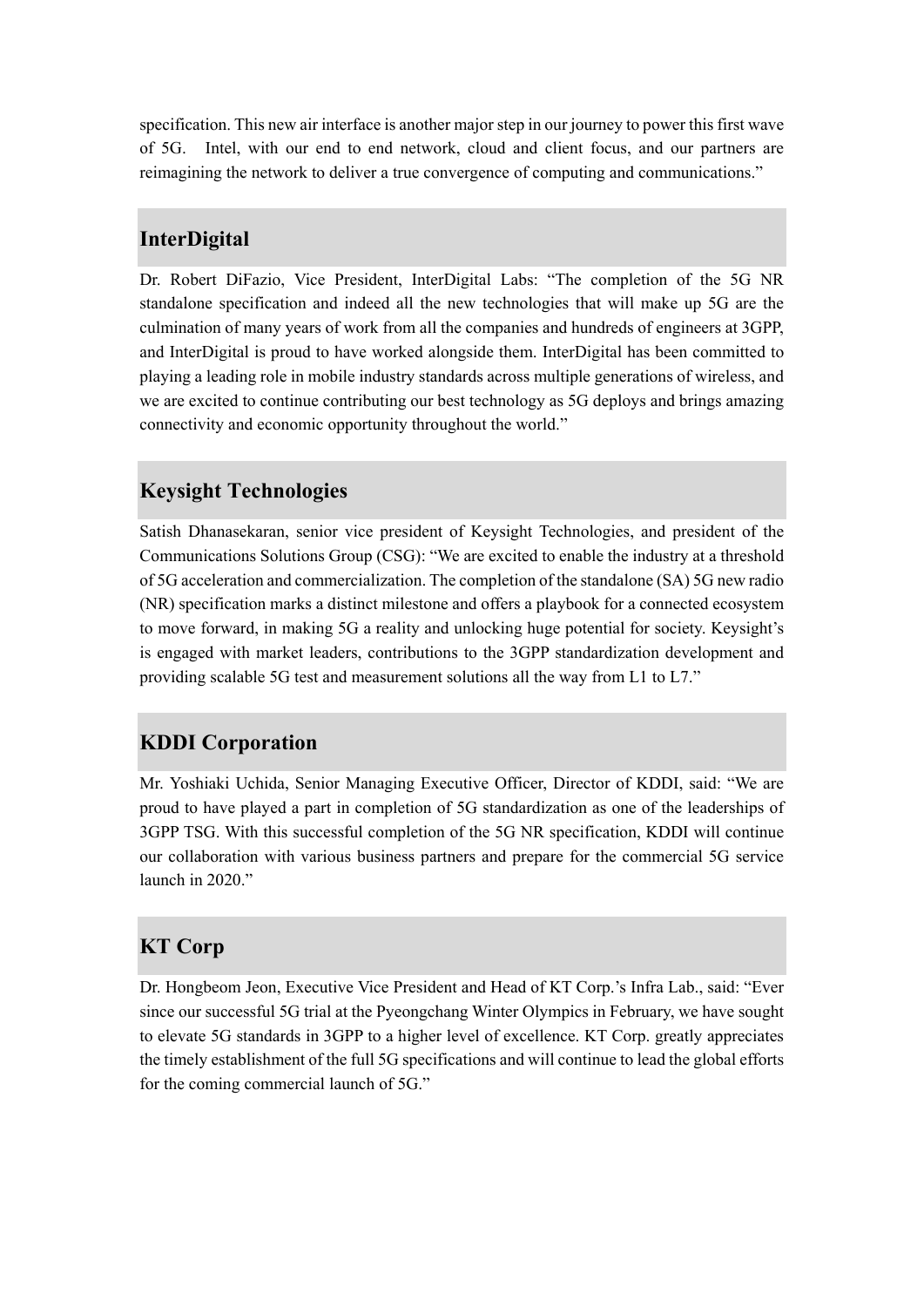specification. This new air interface is another major step in our journey to power this first wave of 5G. Intel, with our end to end network, cloud and client focus, and our partners are reimagining the network to deliver a true convergence of computing and communications."

## InterDigital

Dr. Robert DiFazio, Vice President, InterDigital Labs: "The completion of the 5G NR standalone specification and indeed all the new technologies that will make up 5G are the culmination of many years of work from all the companies and hundreds of engineers at 3GPP, and InterDigital is proud to have worked alongside them. InterDigital has been committed to playing a leading role in mobile industry standards across multiple generations of wireless, and we are excited to continue contributing our best technology as 5G deploys and brings amazing connectivity and economic opportunity throughout the world."

## Keysight Technologies

Satish Dhanasekaran, senior vice president of Keysight Technologies, and president of the Communications Solutions Group (CSG): "We are excited to enable the industry at a threshold of 5G acceleration and commercialization. The completion of the standalone (SA) 5G new radio (NR) specification marks a distinct milestone and offers a playbook for a connected ecosystem to move forward, in making 5G a reality and unlocking huge potential for society. Keysight's is engaged with market leaders, contributions to the 3GPP standardization development and providing scalable 5G test and measurement solutions all the way from L1 to L7."

## KDDI Corporation

Mr. Yoshiaki Uchida, Senior Managing Executive Officer, Director of KDDI, said: "We are proud to have played a part in completion of 5G standardization as one of the leaderships of 3GPP TSG. With this successful completion of the 5G NR specification, KDDI will continue our collaboration with various business partners and prepare for the commercial 5G service launch in 2020."

## KT Corp

Dr. Hongbeom Jeon, Executive Vice President and Head of KT Corp.'s Infra Lab., said: "Ever since our successful 5G trial at the Pyeongchang Winter Olympics in February, we have sought to elevate 5G standards in 3GPP to a higher level of excellence. KT Corp. greatly appreciates the timely establishment of the full 5G specifications and will continue to lead the global efforts for the coming commercial launch of 5G."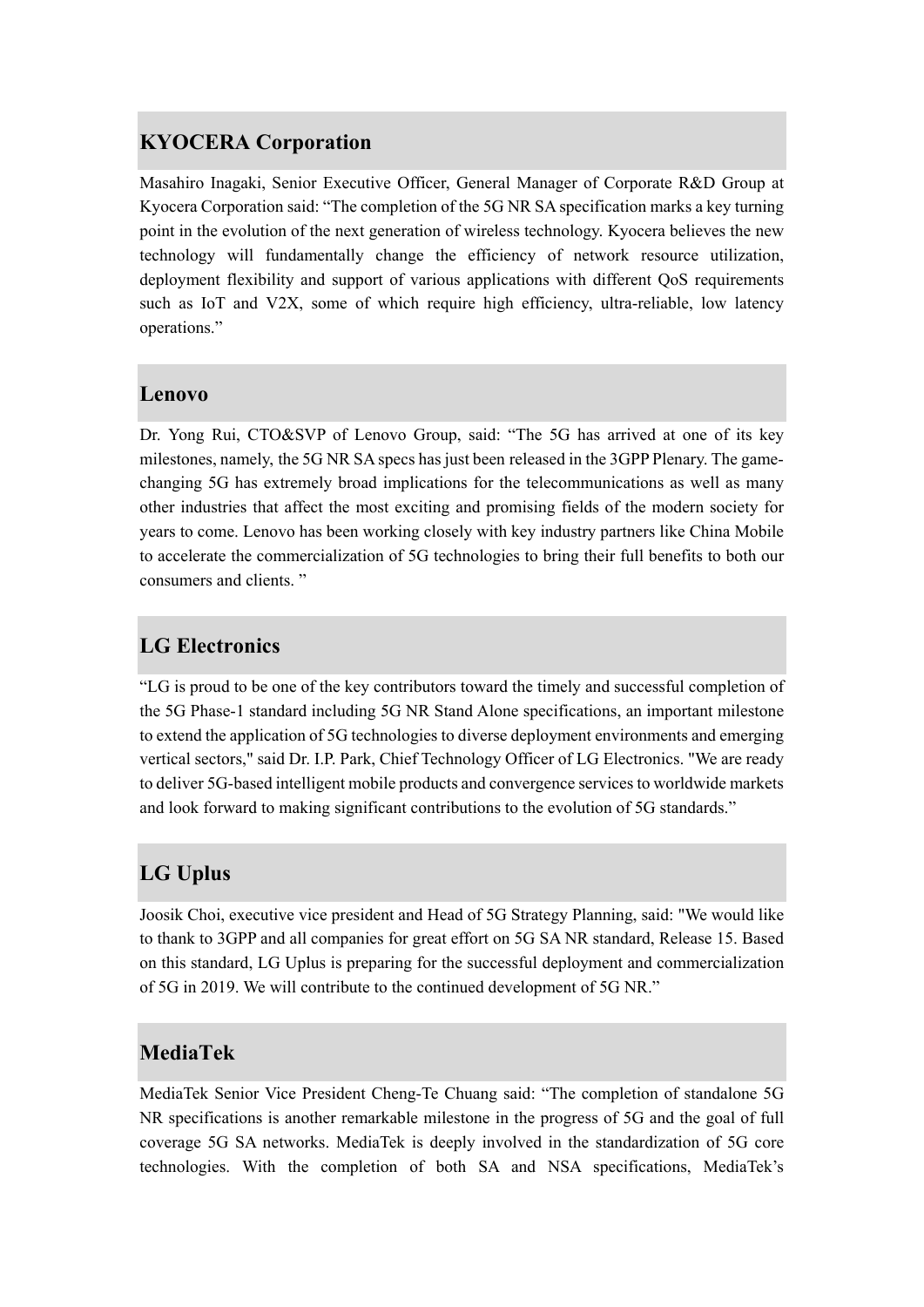## KYOCERA Corporation

Masahiro Inagaki, Senior Executive Officer, General Manager of Corporate R&D Group at Kyocera Corporation said: "The completion of the 5G NR SA specification marks a key turning point in the evolution of the next generation of wireless technology. Kyocera believes the new technology will fundamentally change the efficiency of network resource utilization, deployment flexibility and support of various applications with different QoS requirements such as IoT and V2X, some of which require high efficiency, ultra-reliable, low latency operations."

## Lenovo

Dr. Yong Rui, CTO&SVP of Lenovo Group, said: "The 5G has arrived at one of its key milestones, namely, the 5G NR SA specs has just been released in the 3GPP Plenary. The game-changing 5G has extremely broad implications for the telecommunications as well as many other industries that affect the most exciting and promising fields of the modern society for years to come. Lenovo has been working closely with key industry partners like China Mobile to accelerate the commercialization of 5G technologies to bring their full benefits to both our consumers and clients. "

## LG Electronics

"LG is proud to be one of the key contributors toward the timely and successful completion of the 5G Phase-1 standard including 5G NR Stand Alone specifications, an important milestone to extend the application of 5G technologies to diverse deployment environments and emerging vertical sectors," said Dr. I.P. Park, Chief Technology Officer of LG Electronics. "We are ready to deliver 5G-based intelligent mobile products and convergence services to worldwide markets and look forward to making significant contributions to the evolution of 5G standards."

## LG Uplus

Joosik Choi, executive vice president and Head of 5G Strategy Planning, said: "We would like to thank to 3GPP and all companies for great effort on 5G SA NR standard, Release 15. Based on this standard, LG Uplus is preparing for the successful deployment and commercialization of 5G in 2019. We will contribute to the continued development of 5G NR."

## MediaTek

MediaTek Senior Vice President Cheng-Te Chuang said: "The completion of standalone 5G NR specifications is another remarkable milestone in the progress of 5G and the goal of full coverage 5G SA networks. MediaTek is deeply involved in the standardization of 5G core technologies. With the completion of both SA and NSA specifications, MediaTek's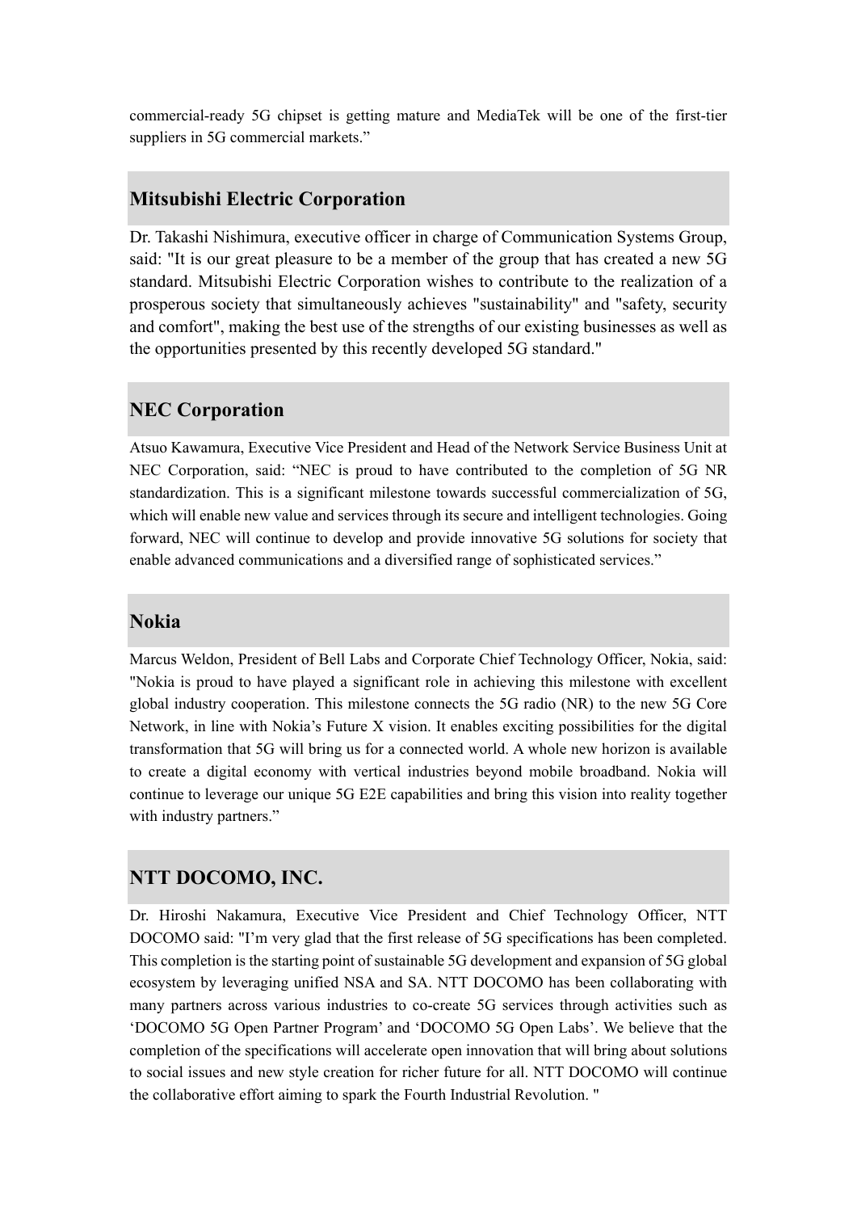commercial-ready 5G chipset is getting mature and MediaTek will be one of the first-tier suppliers in 5G commercial markets."

## Mitsubishi Electric Corporation

Dr. Takashi Nishimura, executive officer in charge of Communication Systems Group, said: "It is our great pleasure to be a member of the group that has created a new 5G standard. Mitsubishi Electric Corporation wishes to contribute to the realization of a prosperous society that simultaneously achieves "sustainability" and "safety, security and comfort", making the best use of the strengths of our existing businesses as well as the opportunities presented by this recently developed 5G standard."

## NEC Corporation

Atsuo Kawamura, Executive Vice President and Head of the Network Service Business Unit at NEC Corporation, said: "NEC is proud to have contributed to the completion of 5G NR standardization. This is a significant milestone towards successful commercialization of 5G, which will enable new value and services through its secure and intelligent technologies. Going forward, NEC will continue to develop and provide innovative 5G solutions for society that enable advanced communications and a diversified range of sophisticated services."

## Nokia

Marcus Weldon, President of Bell Labs and Corporate Chief Technology Officer, Nokia, said: "Nokia is proud to have played a significant role in achieving this milestone with excellent global industry cooperation. This milestone connects the 5G radio (NR) to the new 5G Core Network, in line with Nokia's Future X vision. It enables exciting possibilities for the digital transformation that 5G will bring us for a connected world. A whole new horizon is available to create a digital economy with vertical industries beyond mobile broadband. Nokia will continue to leverage our unique 5G E2E capabilities and bring this vision into reality together with industry partners."

## NTT DOCOMO, INC.

Dr. Hiroshi Nakamura, Executive Vice President and Chief Technology Officer, NTT DOCOMO said: "I'm very glad that the first release of 5G specifications has been completed. This completion is the starting point of sustainable 5G development and expansion of 5G global ecosystem by leveraging unified NSA and SA. NTT DOCOMO has been collaborating with many partners across various industries to co-create 5G services through activities such as 'DOCOMO 5G Open Partner Program' and 'DOCOMO 5G Open Labs'. We believe that the completion of the specifications will accelerate open innovation that will bring about solutions to social issues and new style creation for richer future for all. NTT DOCOMO will continue the collaborative effort aiming to spark the Fourth Industrial Revolution. "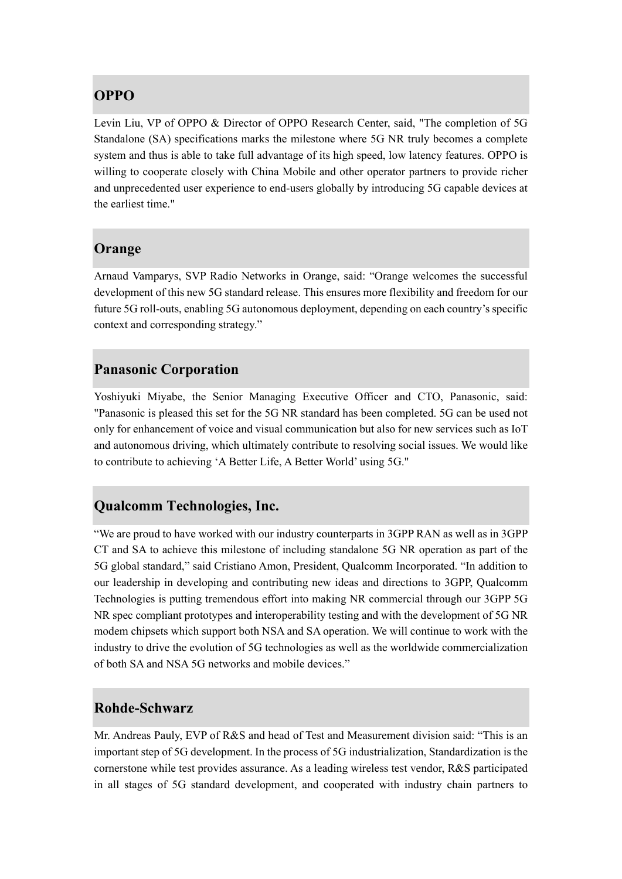## OPPO

Levin Liu, VP of OPPO & Director of OPPO Research Center, said, "The completion of 5G Standalone (SA) specifications marks the milestone where 5G NR truly becomes a complete system and thus is able to take full advantage of its high speed, low latency features. OPPO is willing to cooperate closely with China Mobile and other operator partners to provide richer and unprecedented user experience to end-users globally by introducing 5G capable devices at the earliest time."

## Orange

Arnaud Vamparys, SVP Radio Networks in Orange, said: “Orange welcomes the successful development of this new 5G standard release. This ensures more flexibility and freedom for our future 5G roll-outs, enabling 5G autonomous deployment, depending on each country’s specific context and corresponding strategy.”

## Panasonic Corporation

Yoshiyuki Miyabe, the Senior Managing Executive Officer and CTO, Panasonic, said: "Panasonic is pleased this set for the 5G NR standard has been completed. 5G can be used not only for enhancement of voice and visual communication but also for new services such as IoT and autonomous driving, which ultimately contribute to resolving social issues. We would like to contribute to achieving ‘A Better Life, A Better World’ using 5G."

## Qualcomm Technologies, Inc.

“We are proud to have worked with our industry counterparts in 3GPP RAN as well as in 3GPP CT and SA to achieve this milestone of including standalone 5G NR operation as part of the 5G global standard,” said Cristiano Amon, President, Qualcomm Incorporated. “In addition to our leadership in developing and contributing new ideas and directions to 3GPP, Qualcomm Technologies is putting tremendous effort into making NR commercial through our 3GPP 5G NR spec compliant prototypes and interoperability testing and with the development of 5G NR modem chipsets which support both NSA and SA operation. We will continue to work with the industry to drive the evolution of 5G technologies as well as the worldwide commercialization of both SA and NSA 5G networks and mobile devices.”

## Rohde-Schwarz

Mr. Andreas Pauly, EVP of R&S and head of Test and Measurement division said: “This is an important step of 5G development. In the process of 5G industrialization, Standardization is the cornerstone while test provides assurance. As a leading wireless test vendor, R&S participated in all stages of 5G standard development, and cooperated with industry chain partners to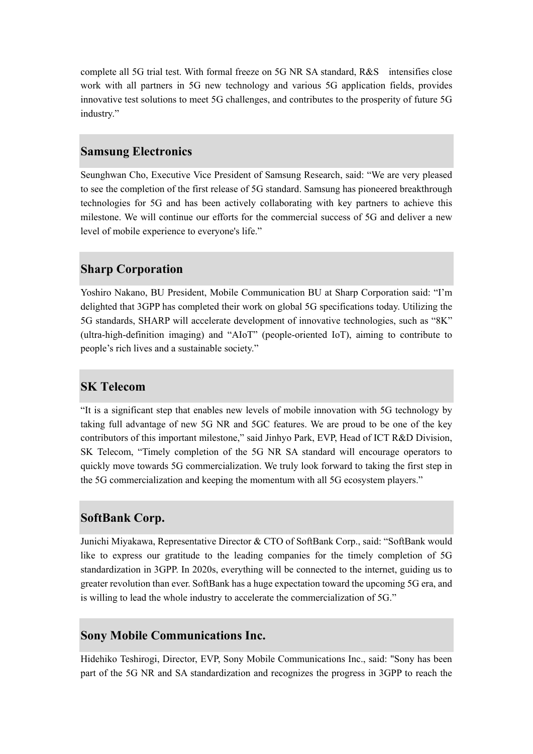complete all 5G trial test. With formal freeze on 5G NR SA standard, R&S intensifies close work with all partners in 5G new technology and various 5G application fields, provides innovative test solutions to meet 5G challenges, and contributes to the prosperity of future 5G industry."

## Samsung Electronics

Seunghwan Cho, Executive Vice President of Samsung Research, said: "We are very pleased to see the completion of the first release of 5G standard. Samsung has pioneered breakthrough technologies for 5G and has been actively collaborating with key partners to achieve this milestone. We will continue our efforts for the commercial success of 5G and deliver a new level of mobile experience to everyone's life."

## Sharp Corporation

Yoshiro Nakano, BU President, Mobile Communication BU at Sharp Corporation said: "I'm delighted that 3GPP has completed their work on global 5G specifications today. Utilizing the 5G standards, SHARP will accelerate development of innovative technologies, such as "8K" (ultra-high-definition imaging) and "AIoT" (people-oriented IoT), aiming to contribute to people's rich lives and a sustainable society."

## SK Telecom

"It is a significant step that enables new levels of mobile innovation with 5G technology by taking full advantage of new 5G NR and 5GC features. We are proud to be one of the key contributors of this important milestone," said Jinhyo Park, EVP, Head of ICT R&D Division, SK Telecom, "Timely completion of the 5G NR SA standard will encourage operators to quickly move towards 5G commercialization. We truly look forward to taking the first step in the 5G commercialization and keeping the momentum with all 5G ecosystem players."

## SoftBank Corp.

Junichi Miyakawa, Representative Director & CTO of SoftBank Corp., said: "SoftBank would like to express our gratitude to the leading companies for the timely completion of 5G standardization in 3GPP. In 2020s, everything will be connected to the internet, guiding us to greater revolution than ever. SoftBank has a huge expectation toward the upcoming 5G era, and is willing to lead the whole industry to accelerate the commercialization of 5G."

## Sony Mobile Communications Inc.

Hidehiko Teshirogi, Director, EVP, Sony Mobile Communications Inc., said: "Sony has been part of the 5G NR and SA standardization and recognizes the progress in 3GPP to reach the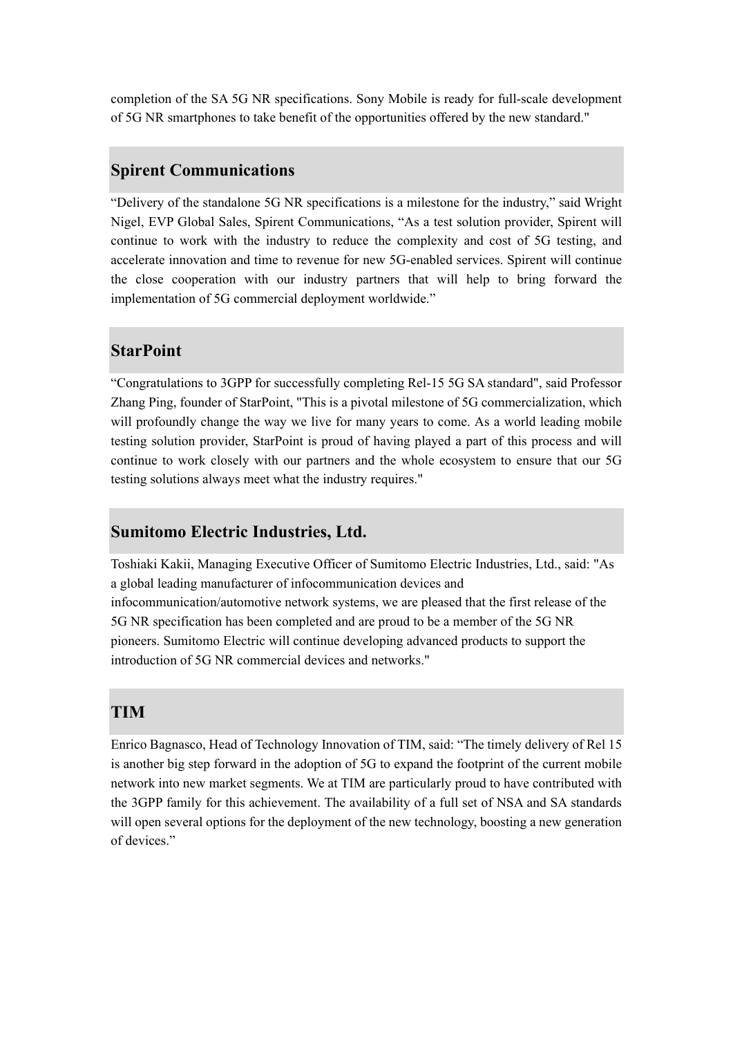completion of the SA 5G NR specifications. Sony Mobile is ready for full-scale development of 5G NR smartphones to take benefit of the opportunities offered by the new standard."

## Spirent Communications

“Delivery of the standalone 5G NR specifications is a milestone for the industry,” said Wright Nigel, EVP Global Sales, Spirent Communications, “As a test solution provider, Spirent will continue to work with the industry to reduce the complexity and cost of 5G testing, and accelerate innovation and time to revenue for new 5G-enabled services. Spirent will continue the close cooperation with our industry partners that will help to bring forward the implementation of 5G commercial deployment worldwide.”

## StarPoint

“Congratulations to 3GPP for successfully completing Rel-15 5G SA standard", said Professor Zhang Ping, founder of StarPoint, "This is a pivotal milestone of 5G commercialization, which will profoundly change the way we live for many years to come. As a world leading mobile testing solution provider, StarPoint is proud of having played a part of this process and will continue to work closely with our partners and the whole ecosystem to ensure that our 5G testing solutions always meet what the industry requires."

## Sumitomo Electric Industries, Ltd.

Toshiaki Kakii, Managing Executive Officer of Sumitomo Electric Industries, Ltd., said: "As a global leading manufacturer of infocommunication devices and infocommunication/automotive network systems, we are pleased that the first release of the 5G NR specification has been completed and are proud to be a member of the 5G NR pioneers. Sumitomo Electric will continue developing advanced products to support the introduction of 5G NR commercial devices and networks."

## TIM

Enrico Bagnasco, Head of Technology Innovation of TIM, said: “The timely delivery of Rel 15 is another big step forward in the adoption of 5G to expand the footprint of the current mobile network into new market segments. We at TIM are particularly proud to have contributed with the 3GPP family for this achievement. The availability of a full set of NSA and SA standards will open several options for the deployment of the new technology, boosting a new generation of devices.”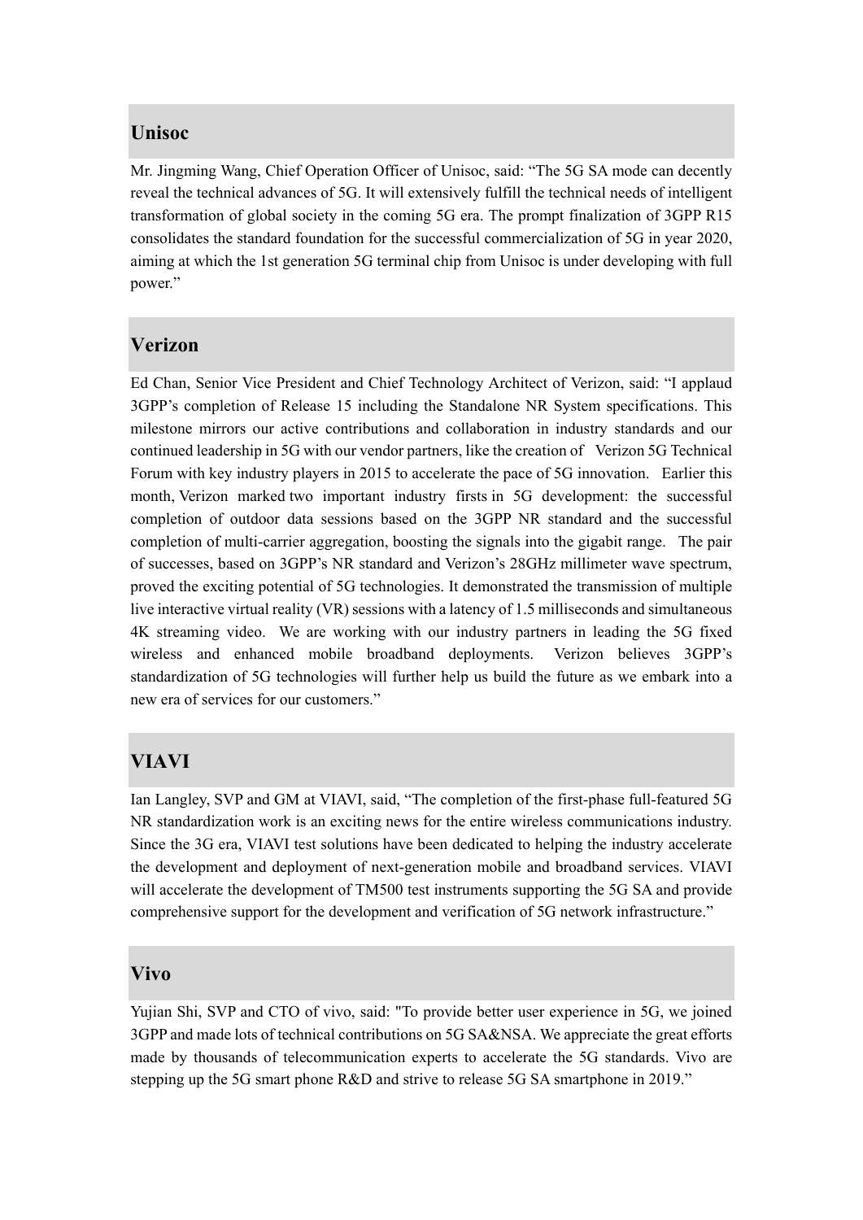## Unisoc

Mr. Jingming Wang, Chief Operation Officer of Unisoc, said: “The 5G SA mode can decently reveal the technical advances of 5G. It will extensively fulfill the technical needs of intelligent transformation of global society in the coming 5G era. The prompt finalization of 3GPP R15 consolidates the standard foundation for the successful commercialization of 5G in year 2020, aiming at which the 1st generation 5G terminal chip from Unisoc is under developing with full power.”

## Verizon

Ed Chan, Senior Vice President and Chief Technology Architect of Verizon, said: “I applaud 3GPP’s completion of Release 15 including the Standalone NR System specifications. This milestone mirrors our active contributions and collaboration in industry standards and our continued leadership in 5G with our vendor partners, like the creation of Verizon 5G Technical Forum with key industry players in 2015 to accelerate the pace of 5G innovation. Earlier this month, Verizon marked two important industry firsts in 5G development: the successful completion of outdoor data sessions based on the 3GPP NR standard and the successful completion of multi-carrier aggregation, boosting the signals into the gigabit range. The pair of successes, based on 3GPP’s NR standard and Verizon’s 28GHz millimeter wave spectrum, proved the exciting potential of 5G technologies. It demonstrated the transmission of multiple live interactive virtual reality (VR) sessions with a latency of 1.5 milliseconds and simultaneous 4K streaming video. We are working with our industry partners in leading the 5G fixed wireless and enhanced mobile broadband deployments. Verizon believes 3GPP’s standardization of 5G technologies will further help us build the future as we embark into a new era of services for our customers.”

## VIAVI

Ian Langley, SVP and GM at VIAVI, said, “The completion of the first-phase full-featured 5G NR standardization work is an exciting news for the entire wireless communications industry. Since the 3G era, VIAVI test solutions have been dedicated to helping the industry accelerate the development and deployment of next-generation mobile and broadband services. VIAVI will accelerate the development of TM500 test instruments supporting the 5G SA and provide comprehensive support for the development and verification of 5G network infrastructure.”

## Vivo

Yujian Shi, SVP and CTO of vivo, said: "To provide better user experience in 5G, we joined 3GPP and made lots of technical contributions on 5G SA&NSA. We appreciate the great efforts made by thousands of telecommunication experts to accelerate the 5G standards. Vivo are stepping up the 5G smart phone R&D and strive to release 5G SA smartphone in 2019.”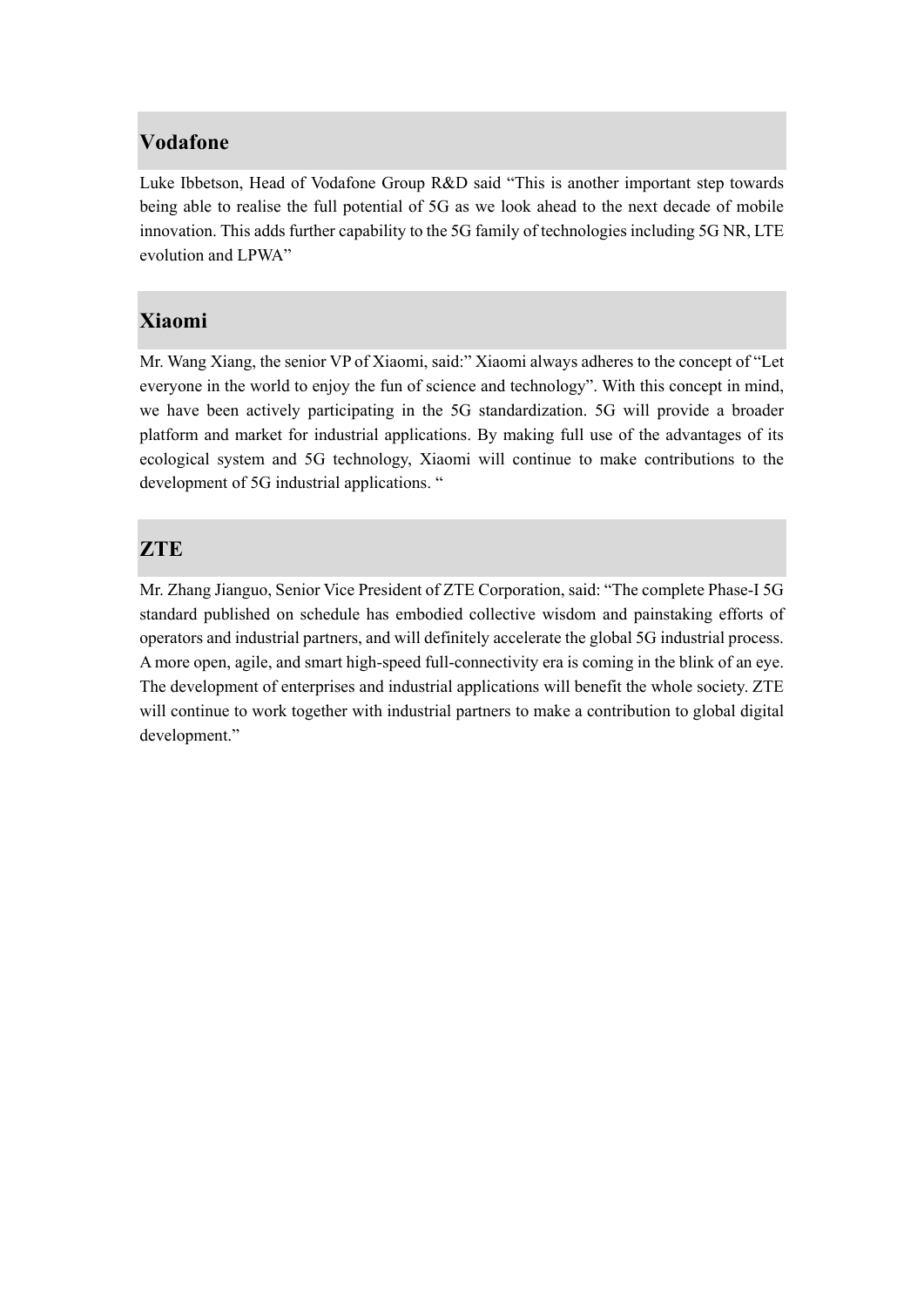## Vodafone

Luke Ibbetson, Head of Vodafone Group R&D said “This is another important step towards being able to realise the full potential of 5G as we look ahead to the next decade of mobile innovation. This adds further capability to the 5G family of technologies including 5G NR, LTE evolution and LPWA”

## Xiaomi

Mr. Wang Xiang, the senior VP of Xiaomi, said:” Xiaomi always adheres to the concept of “Let everyone in the world to enjoy the fun of science and technology”. With this concept in mind, we have been actively participating in the 5G standardization. 5G will provide a broader platform and market for industrial applications. By making full use of the advantages of its ecological system and 5G technology, Xiaomi will continue to make contributions to the development of 5G industrial applications. “

## ZTE

Mr. Zhang Jianguo, Senior Vice President of ZTE Corporation, said: “The complete Phase-I 5G standard published on schedule has embodied collective wisdom and painstaking efforts of operators and industrial partners, and will definitely accelerate the global 5G industrial process. A more open, agile, and smart high-speed full-connectivity era is coming in the blink of an eye. The development of enterprises and industrial applications will benefit the whole society. ZTE will continue to work together with industrial partners to make a contribution to global digital development.”